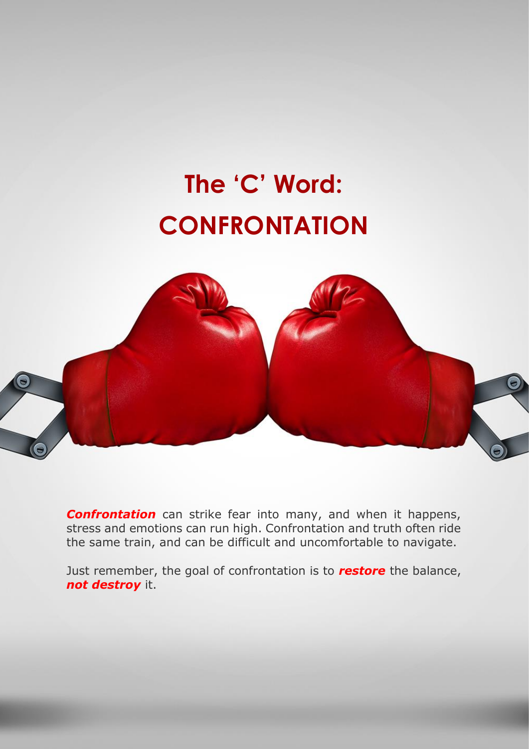# The 'C' Word: CONFRONTATION

***Confrontation*** can strike fear into many, and when it happens, stress and emotions can run high. Confrontation and truth often ride the same train, and can be difficult and uncomfortable to navigate.

Just remember, the goal of confrontation is to ***restore*** the balance, ***not destroy*** it.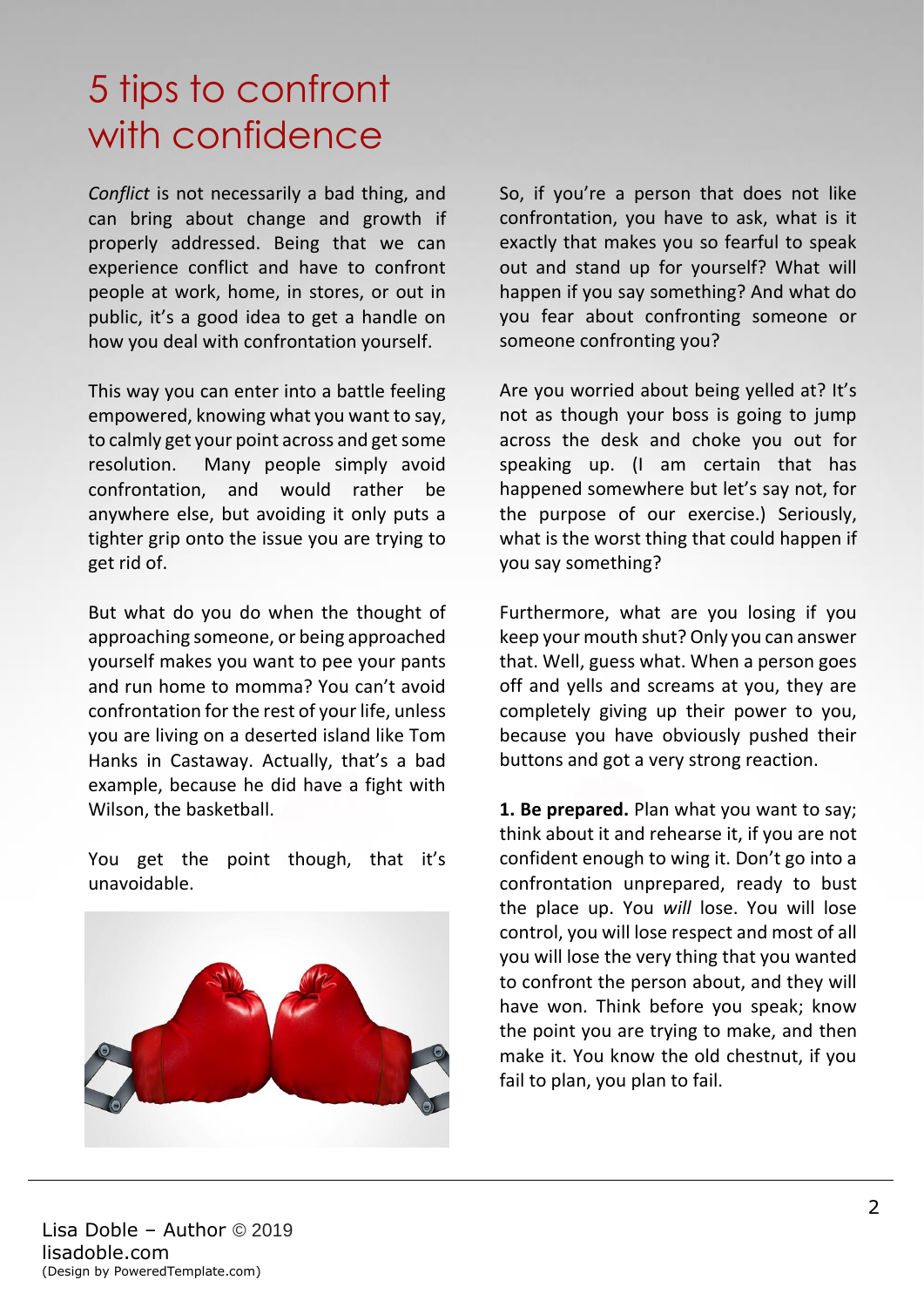# 5 tips to confront with confidence

*Conflict* is not necessarily a bad thing, and can bring about change and growth if properly addressed. Being that we can experience conflict and have to confront people at work, home, in stores, or out in public, it's a good idea to get a handle on how you deal with confrontation yourself.

This way you can enter into a battle feeling empowered, knowing what you want to say, to calmly get your point across and get some resolution. Many people simply avoid confrontation, and would rather be anywhere else, but avoiding it only puts a tighter grip onto the issue you are trying to get rid of.

But what do you do when the thought of approaching someone, or being approached yourself makes you want to pee your pants and run home to momma? You can't avoid confrontation for the rest of your life, unless you are living on a deserted island like Tom Hanks in Castaway. Actually, that's a bad example, because he did have a fight with Wilson, the basketball.

You get the point though, that it's unavoidable.

So, if you're a person that does not like confrontation, you have to ask, what is it exactly that makes you so fearful to speak out and stand up for yourself? What will happen if you say something? And what do you fear about confronting someone or someone confronting you?

Are you worried about being yelled at? It's not as though your boss is going to jump across the desk and choke you out for speaking up. (I am certain that has happened somewhere but let's say not, for the purpose of our exercise.) Seriously, what is the worst thing that could happen if you say something?

Furthermore, what are you losing if you keep your mouth shut? Only you can answer that. Well, guess what. When a person goes off and yells and screams at you, they are completely giving up their power to you, because you have obviously pushed their buttons and got a very strong reaction.

**1. Be prepared.** Plan what you want to say; think about it and rehearse it, if you are not confident enough to wing it. Don't go into a confrontation unprepared, ready to bust the place up. You *will* lose. You will lose control, you will lose respect and most of all you will lose the very thing that you wanted to confront the person about, and they will have won. Think before you speak; know the point you are trying to make, and then make it. You know the old chestnut, if you fail to plan, you plan to fail.

Lisa Doble – Author © 2019
lisadoble.com
(Design by PoweredTemplate.com)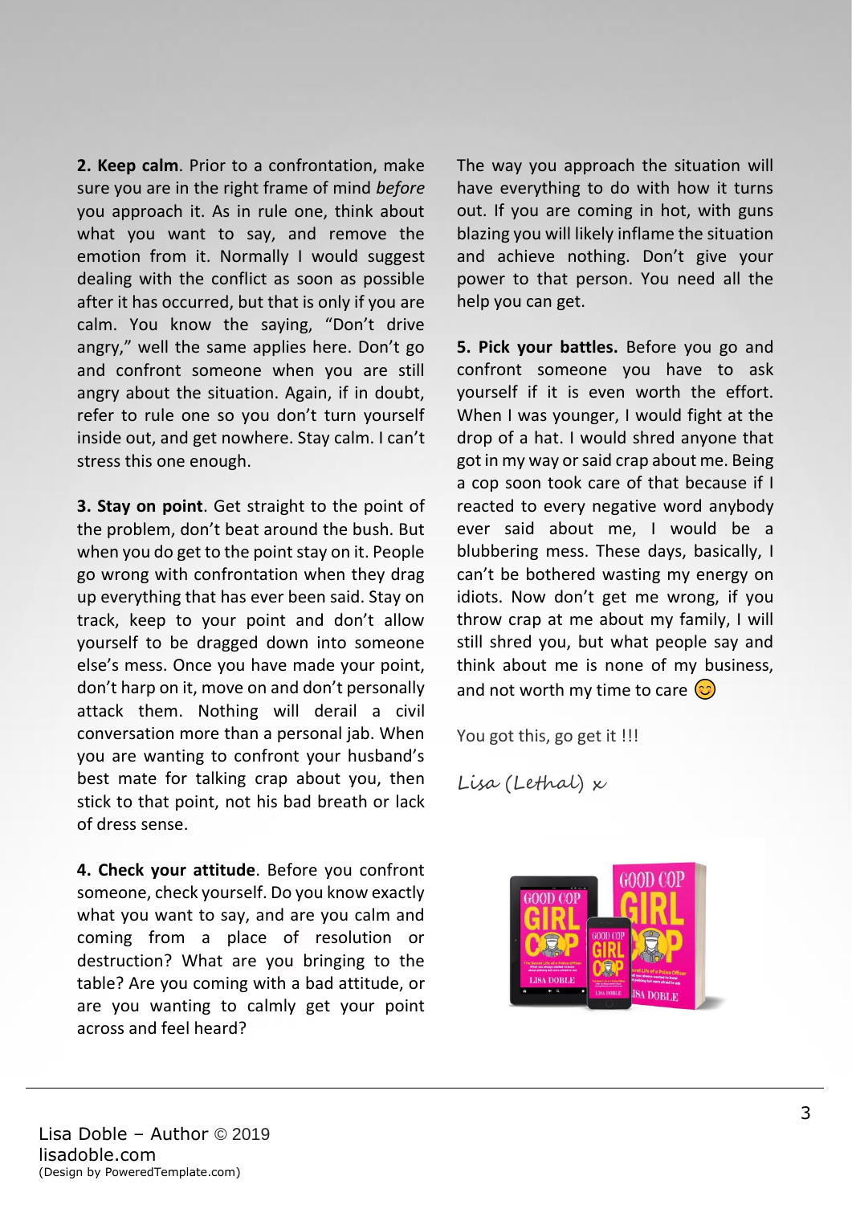**2. Keep calm**. Prior to a confrontation, make sure you are in the right frame of mind *before* you approach it. As in rule one, think about what you want to say, and remove the emotion from it. Normally I would suggest dealing with the conflict as soon as possible after it has occurred, but that is only if you are calm. You know the saying, "Don't drive angry," well the same applies here. Don't go and confront someone when you are still angry about the situation. Again, if in doubt, refer to rule one so you don't turn yourself inside out, and get nowhere. Stay calm. I can't stress this one enough.

**3. Stay on point**. Get straight to the point of the problem, don't beat around the bush. But when you do get to the point stay on it. People go wrong with confrontation when they drag up everything that has ever been said. Stay on track, keep to your point and don't allow yourself to be dragged down into someone else's mess. Once you have made your point, don't harp on it, move on and don't personally attack them. Nothing will derail a civil conversation more than a personal jab. When you are wanting to confront your husband's best mate for talking crap about you, then stick to that point, not his bad breath or lack of dress sense.

**4. Check your attitude**. Before you confront someone, check yourself. Do you know exactly what you want to say, and are you calm and coming from a place of resolution or destruction? What are you bringing to the table? Are you coming with a bad attitude, or are you wanting to calmly get your point across and feel heard?

The way you approach the situation will have everything to do with how it turns out. If you are coming in hot, with guns blazing you will likely inflame the situation and achieve nothing. Don't give your power to that person. You need all the help you can get.

**5. Pick your battles.** Before you go and confront someone you have to ask yourself if it is even worth the effort. When I was younger, I would fight at the drop of a hat. I would shred anyone that got in my way or said crap about me. Being a cop soon took care of that because if I reacted to every negative word anybody ever said about me, I would be a blubbering mess. These days, basically, I can't be bothered wasting my energy on idiots. Now don't get me wrong, if you throw crap at me about my family, I will still shred you, but what people say and think about me is none of my business, and not worth my time to care 😊

You got this, go get it !!!

*Lisa (Lethal) x*

Lisa Doble – Author © 2019
lisadoble.com
(Design by PoweredTemplate.com)